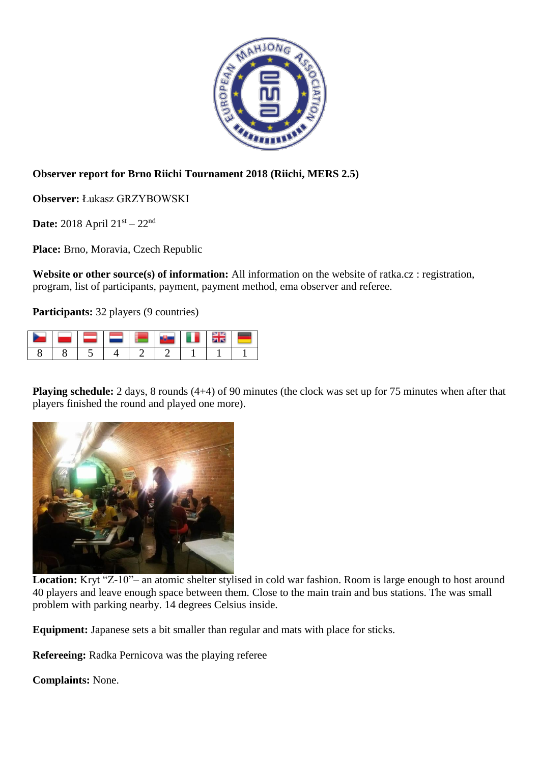**Observer report for Brno Riichi Tournament 2018 (Riichi, MERS 2.5)**

**Observer:** Łukasz GRZYBOWSKI

**Date:** 2018 April 21st – 22nd

**Place:** Brno, Moravia, Czech Republic

**Website or other source(s) of information:** All information on the website of ratka.cz : registration, program, list of participants, payment, payment method, ema observer and referee.

**Participants:** 32 players (9 countries)

| Czech Republic | Poland | Austria | Netherlands | Belarus | Slovakia | Italy | United Kingdom | Germany |
|---|---|---|---|---|---|---|---|---|
| 8 | 8 | 5 | 4 | 2 | 2 | 1 | 1 | 1 |

**Playing schedule:** 2 days, 8 rounds (4+4) of 90 minutes (the clock was set up for 75 minutes when after that players finished the round and played one more).

**Location:** Kryt "Z-10"– an atomic shelter stylised in cold war fashion. Room is large enough to host around 40 players and leave enough space between them. Close to the main train and bus stations. The was small problem with parking nearby. 14 degrees Celsius inside.

**Equipment:** Japanese sets a bit smaller than regular and mats with place for sticks.

**Refereeing:** Radka Pernicova was the playing referee

**Complaints:** None.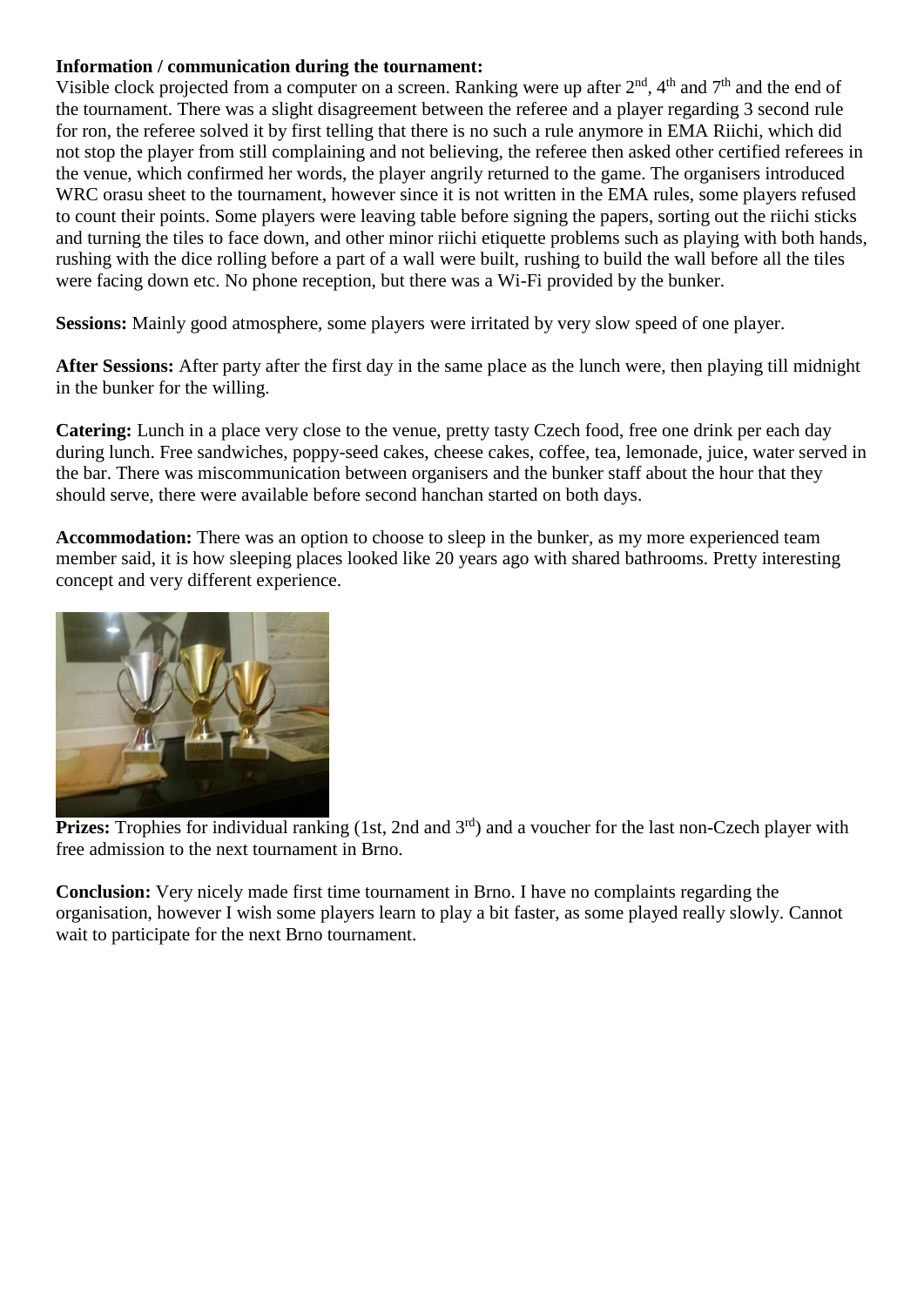**Information / communication during the tournament:**
Visible clock projected from a computer on a screen. Ranking were up after 2nd, 4th and 7th and the end of the tournament. There was a slight disagreement between the referee and a player regarding 3 second rule for ron, the referee solved it by first telling that there is no such a rule anymore in EMA Riichi, which did not stop the player from still complaining and not believing, the referee then asked other certified referees in the venue, which confirmed her words, the player angrily returned to the game. The organisers introduced WRC orasu sheet to the tournament, however since it is not written in the EMA rules, some players refused to count their points. Some players were leaving table before signing the papers, sorting out the riichi sticks and turning the tiles to face down, and other minor riichi etiquette problems such as playing with both hands, rushing with the dice rolling before a part of a wall were built, rushing to build the wall before all the tiles were facing down etc. No phone reception, but there was a Wi-Fi provided by the bunker.

**Sessions:** Mainly good atmosphere, some players were irritated by very slow speed of one player.

**After Sessions:** After party after the first day in the same place as the lunch were, then playing till midnight in the bunker for the willing.

**Catering:** Lunch in a place very close to the venue, pretty tasty Czech food, free one drink per each day during lunch. Free sandwiches, poppy-seed cakes, cheese cakes, coffee, tea, lemonade, juice, water served in the bar. There was miscommunication between organisers and the bunker staff about the hour that they should serve, there were available before second hanchan started on both days.

**Accommodation:** There was an option to choose to sleep in the bunker, as my more experienced team member said, it is how sleeping places looked like 20 years ago with shared bathrooms. Pretty interesting concept and very different experience.

**Prizes:** Trophies for individual ranking (1st, 2nd and 3rd) and a voucher for the last non-Czech player with free admission to the next tournament in Brno.

**Conclusion:** Very nicely made first time tournament in Brno. I have no complaints regarding the organisation, however I wish some players learn to play a bit faster, as some played really slowly. Cannot wait to participate for the next Brno tournament.